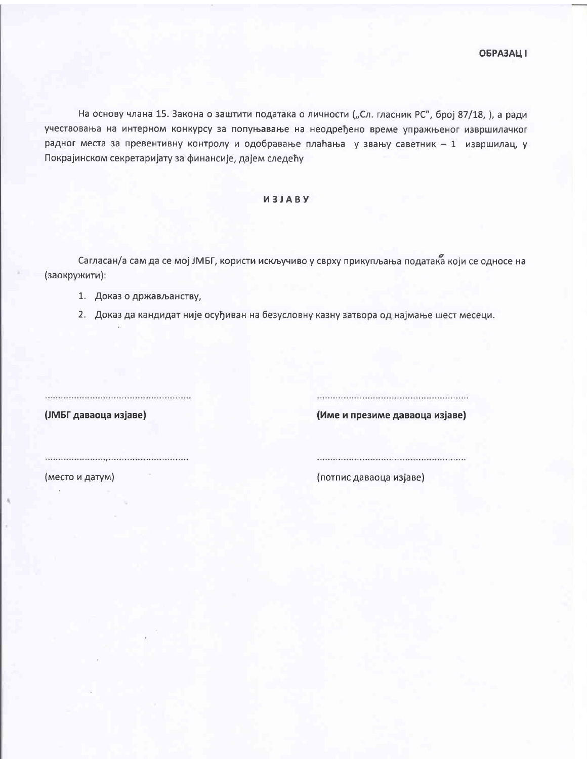**ОБРАЗАЦ I**

На основу члана 15. Закона о заштити података о личности („Сл. гласник РС", број 87/18, ), а ради учествовања на интерном конкурсу за попуњавање на неодређено време упражњеног извршилачког радног места за превентивну контролу и одобравање плаћања у звању саветник – 1 извршилац, у Покрајинском секретаријату за финансије, дајем следећу

**И З Ј А В У**

Сагласан/а сам да се мој ЈМБГ, користи искључиво у сврху прикупљања података који се односе на (заокружити):

1. Доказ о држављанству,
2. Доказ да кандидат није осуђиван на безусловну казну затвора од најмање шест месеци.

| | |
|---|---|
| ........................................................ | ........................................................ |
| **(ЈМБГ даваоца изјаве)** | **(Име и презиме даваоца изјаве)** |
| ......................,.................................. | ........................................................ |
| (место и датум) | (потпис даваоца изјаве) |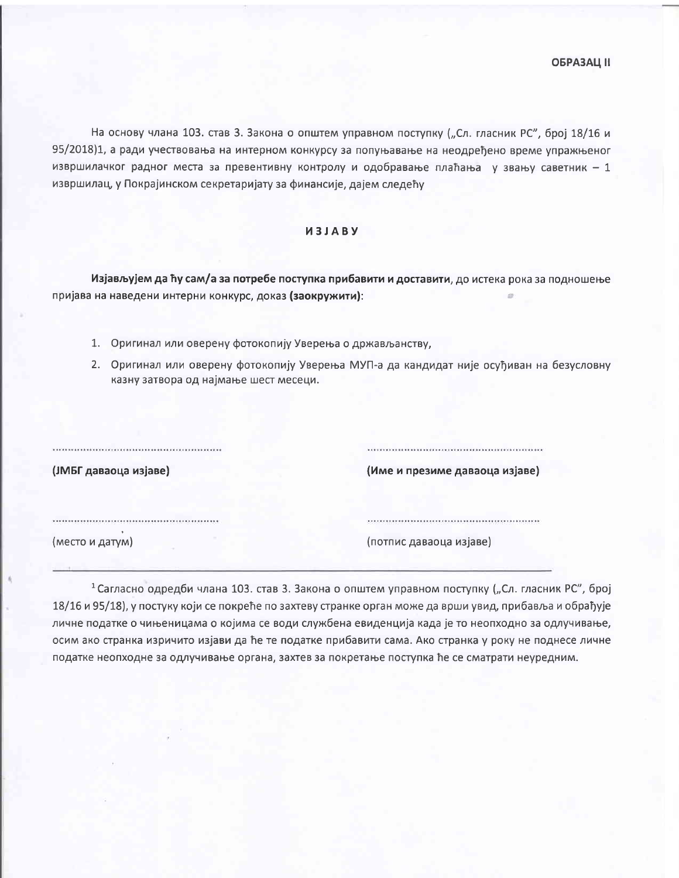**ОБРАЗАЦ II**

На основу члана 103. став 3. Закона о општем управном поступку („Сл. гласник РС", број 18/16 и 95/2018)[1], а ради учествовања на интерном конкурсу за попуњавање на неодређено време упражњеног извршилачког радног места за превентивну контролу и одобравање плаћања у звању саветник – 1 извршилац, у Покрајинском секретаријату за финансије, дајем следећу

## ИЗЈАВУ

**Изјављујем да ћу сам/а за потребе поступка прибавити и доставити**, до истека рока за подношење пријава на наведени интерни конкурс, доказ **(заокружити)**:

1. Оригинал или оверену фотокопију Уверења о држављанству,
2. Оригинал или оверену фотокопију Уверења МУП-а да кандидат није осуђиван на безусловну казну затвора од најмање шест месеци.

| | |
|---|---|
| ............................................ | ............................................ |
| **(ЈМБГ даваоца изјаве)** | **(Име и презиме даваоца изјаве)** |
| ............................................ | ............................................ |
| (место и датум) | (потпис даваоца изјаве) |

---

[1] Сагласно одредби члана 103. став 3. Закона о општем управном поступку („Сл. гласник РС", број 18/16 и 95/18), у постуку који се покреће по захтеву странке орган може да врши увид, прибавља и обрађује личне податке о чињеницама о којима се води службена евиденција када је то неопходно за одлучивање, осим ако странка изричито изјави да ће те податке прибавити сама. Ако странка у року не поднесе личне податке неопходне за одлучивање органа, захтев за покретање поступка ће се сматрати неуредним.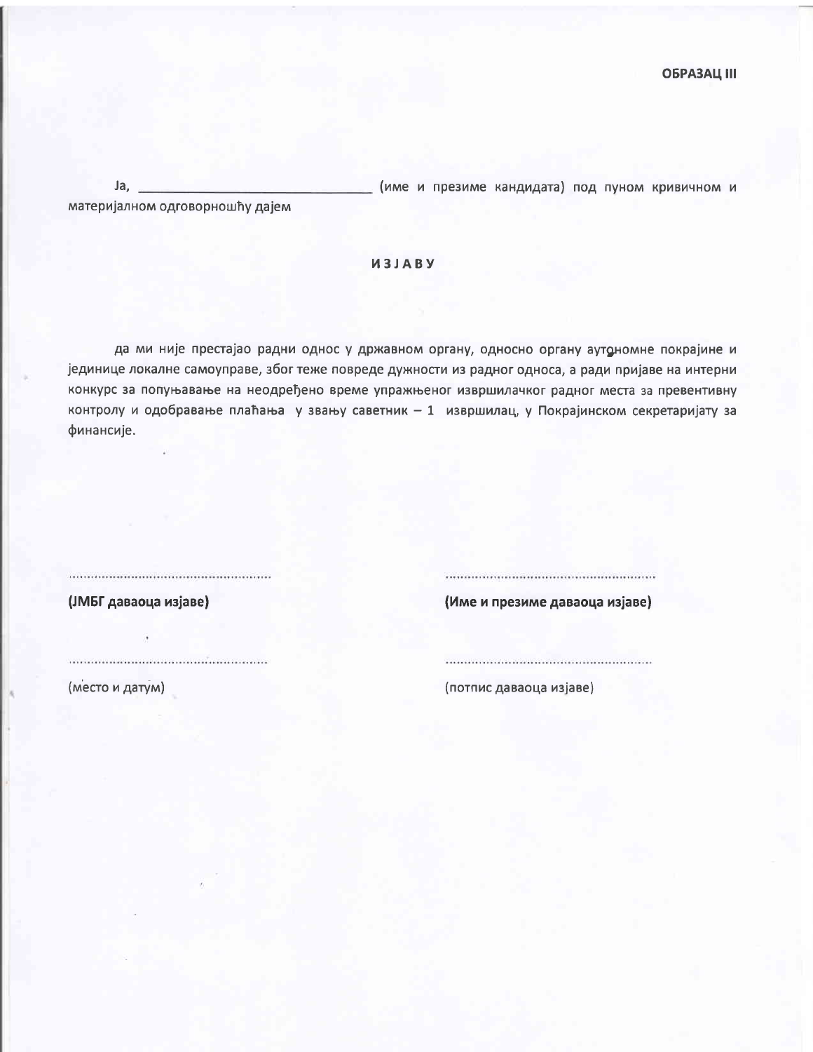**ОБРАЗАЦ III**

Ја, ______________________________ (име и презиме кандидата) под пуном кривичном и материјалном одговорношћу дајем

**ИЗЈАВУ**

да ми није престајао радни однос у државном органу, односно органу аутономне покрајине и јединице локалне самоуправе, због теже повреде дужности из радног односа, а ради пријаве на интерни конкурс за попуњавање на неодређено време упражњеног извршилачког радног места за превентивну контролу и одобравање плаћања у звању саветник – 1 извршилац, у Покрајинском секретаријату за финансије.

..........................................................
**(ЈМБГ даваоца изјаве)**

..........................................................
**(Име и презиме даваоца изјаве)**

..........................................................
(место и датум)

..........................................................
(потпис даваоца изјаве)